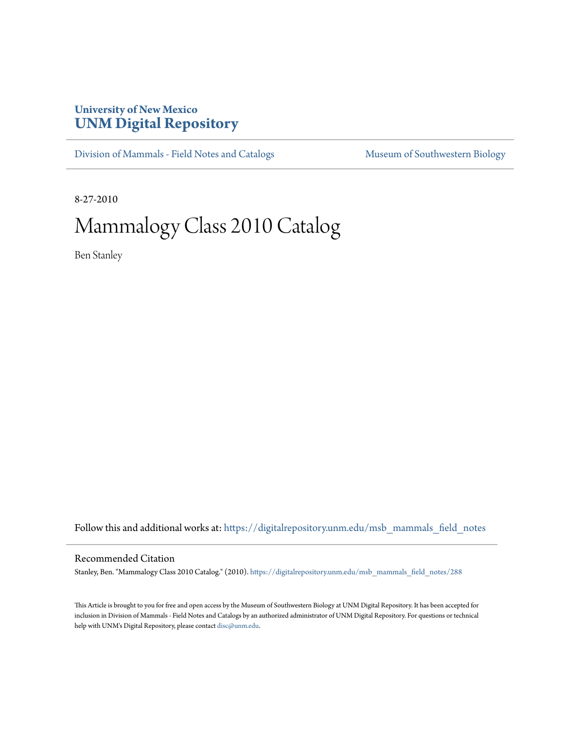# University of New Mexico
# UNM Digital Repository

Division of Mammals - Field Notes and Catalogs | Museum of Southwestern Biology

8-27-2010

# Mammalogy Class 2010 Catalog

Ben Stanley

Follow this and additional works at: https://digitalrepository.unm.edu/msb_mammals_field_notes

## Recommended Citation

Stanley, Ben. "Mammalogy Class 2010 Catalog." (2010). https://digitalrepository.unm.edu/msb_mammals_field_notes/288

This Article is brought to you for free and open access by the Museum of Southwestern Biology at UNM Digital Repository. It has been accepted for inclusion in Division of Mammals - Field Notes and Catalogs by an authorized administrator of UNM Digital Repository. For questions or technical help with UNM's Digital Repository, please contact disc@unm.edu.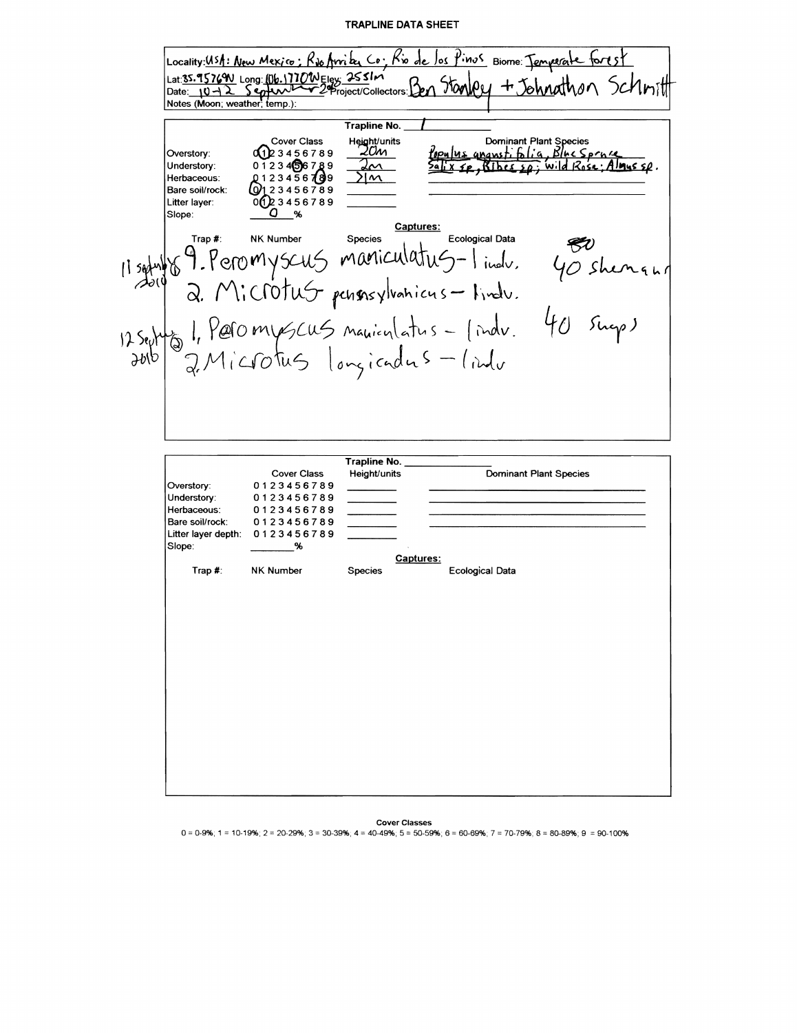# TRAPLINE DATA SHEET

Locality: USA: New Mexico; Rio Arriba Co.; Rio de los Pinos Biome: Temperate forest
Lat: 35.95769N Long: 106.1770W Elev: 2551m
Date: 10-12 September 2010 Project/Collectors: Ben Stanley + Johnathon Schmitt
Notes (Moon; weather; temp.):

**Trapline No.** 1

| | Cover Class | Height/units | Dominant Plant Species |
|---|---|---|---|
| Overstory: | 0 (1) 2 3 4 5 6 7 8 9 | 20m | Populus angustifolia, Blue Spruce |
| Understory: | 0 1 2 3 4 (5) 6 7 8 9 | 2m | Salix sp, Ribes sp; wild Rose; Alnus sp. |
| Herbaceous: | 0 1 2 3 4 5 6 7 (8) 9 | >1m | |
| Bare soil/rock: | (0) 1 2 3 4 5 6 7 8 9 | | |
| Litter layer: | 0 (1) 2 3 4 5 6 7 8 9 | | |
| Slope: | 0 % | | |

**Captures:**

| Trap #: | NK Number | Species | Ecological Data |
|---|---|---|---|
| 11 Sept 2010 (8) 9. | | Peromyscus maniculatus - 1 indv. | 40 shermans |
| 2. | | Microtus pennsylvanicus - 1 indv. | |
| 12 Sept 2010 (2) 1. | | Peromyscus maniculatus - 1 indv. | 40 snaps |
| 2. | | Microtus longicaudus - 1 indv | |

**Trapline No.** ______

| | Cover Class | Height/units | Dominant Plant Species |
|---|---|---|---|
| Overstory: | 0 1 2 3 4 5 6 7 8 9 | | |
| Understory: | 0 1 2 3 4 5 6 7 8 9 | | |
| Herbaceous: | 0 1 2 3 4 5 6 7 8 9 | | |
| Bare soil/rock: | 0 1 2 3 4 5 6 7 8 9 | | |
| Litter layer depth: | 0 1 2 3 4 5 6 7 8 9 | | |
| Slope: | ____ % | | |

**Captures:**

| Trap #: | NK Number | Species | Ecological Data |
|---|---|---|---|

**Cover Classes**

0 = 0-9%; 1 = 10-19%; 2 = 20-29%; 3 = 30-39%; 4 = 40-49%; 5 = 50-59%; 6 = 60-69%; 7 = 70-79%; 8 = 80-89%; 9 = 90-100%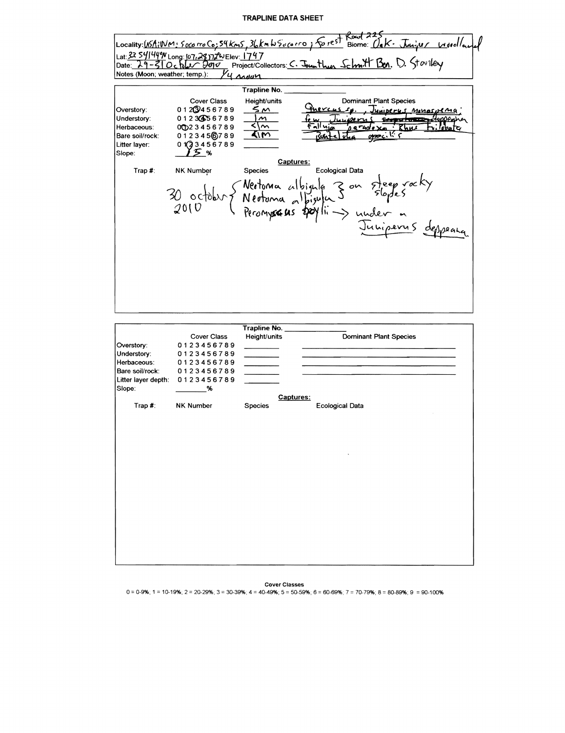# TRAPLINE DATA SHEET

Locality: USA; NM; Socorro Co; 54 km S, 36 km W Socorro; Forest Road 225  Biome: Oak- Juniper woodland
Lat: 33 54|44"N Long: 107, 28|72"W Elev: 1747
Date: 29-31 October 2010  Project/Collectors: C. Jonathan Schmitt Ben. D. Stanley
Notes (Moon; weather; temp.): 1/4 moon

Trapline No. ______

| | Cover Class | Height/units | Dominant Plant Species |
|---|---|---|---|
| Overstory: | 0 1 2 (3) 4 5 6 7 8 9 | 5 m | Quercus sp., Juniperus monosperma; |
| Understory: | 0 1 2 3 (4) 5 6 7 8 9 | 1 m | few Juniperus ~~scopulorum~~ deppeana |
| Herbaceous: | 0 (1) 2 3 4 5 6 7 8 9 | <1 m | Fallugia paradoxa; Rhus trilobata |
| Bare soil/rock: | 0 1 2 3 4 5 (6) 7 8 9 | <1 m | Bouteloua gracilis |
| Litter layer: | 0 1 (2) 3 4 5 6 7 8 9 | | |
| Slope: | 15 % | | |

**Captures:**

| Trap #: | NK Number | Species | Ecological Data |
|---|---|---|---|
| 30 october 2010 | | Neotoma albigula | on steep rocky slopes |
| | | Neotoma albigula | on steep rocky slopes |
| | | Peromyscus boylii | → under a Juniperus deppeana |

Trapline No. ______

| | Cover Class | Height/units | Dominant Plant Species |
|---|---|---|---|
| Overstory: | 0 1 2 3 4 5 6 7 8 9 | | |
| Understory: | 0 1 2 3 4 5 6 7 8 9 | | |
| Herbaceous: | 0 1 2 3 4 5 6 7 8 9 | | |
| Bare soil/rock: | 0 1 2 3 4 5 6 7 8 9 | | |
| Litter layer depth: | 0 1 2 3 4 5 6 7 8 9 | | |
| Slope: | ____ % | | |

**Captures:**

| Trap #: | NK Number | Species | Ecological Data |
|---|---|---|---|
| | | | |

**Cover Classes**

0 = 0-9%; 1 = 10-19%; 2 = 20-29%; 3 = 30-39%; 4 = 40-49%; 5 = 50-59%; 6 = 60-69%; 7 = 70-79%; 8 = 80-89%; 9 = 90-100%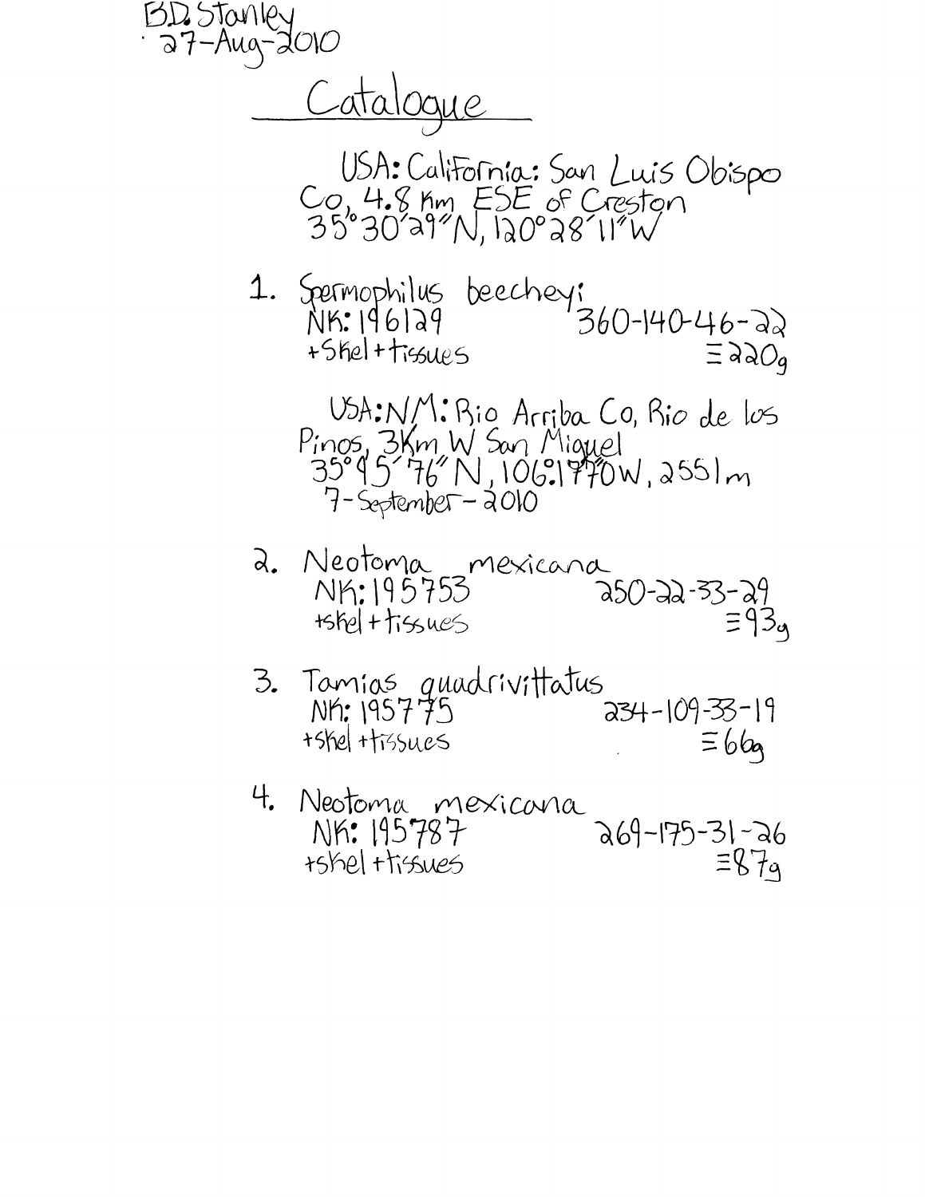B.D. Stanley
27-Aug-2010

# Catalogue

USA: California: San Luis Obispo Co, 4.8 km ESE of Creston
35°30'29"N, 120°28'11"W

1. *Spermophilus beecheyi*
   NK: 196129 — 360-140-46-22
   +skel + tissues — ≡ 220g

USA: NM: Rio Arriba Co, Rio de los Pinos, 3Km W San Miguel
35°95'76"N, 106.1770W, 2551m
7-September-2010

2. *Neotoma mexicana*
   NK: 195753 — 250-22-33-29
   +skel + tissues — ≡ 93g

3. *Tamias quadrivittatus*
   NK: 195775 — 234-109-33-19
   +skel + tissues — ≡ 66g

4. *Neotoma mexicana*
   NK: 195787 — 269-175-31-26
   +skel + tissues — ≡ 87g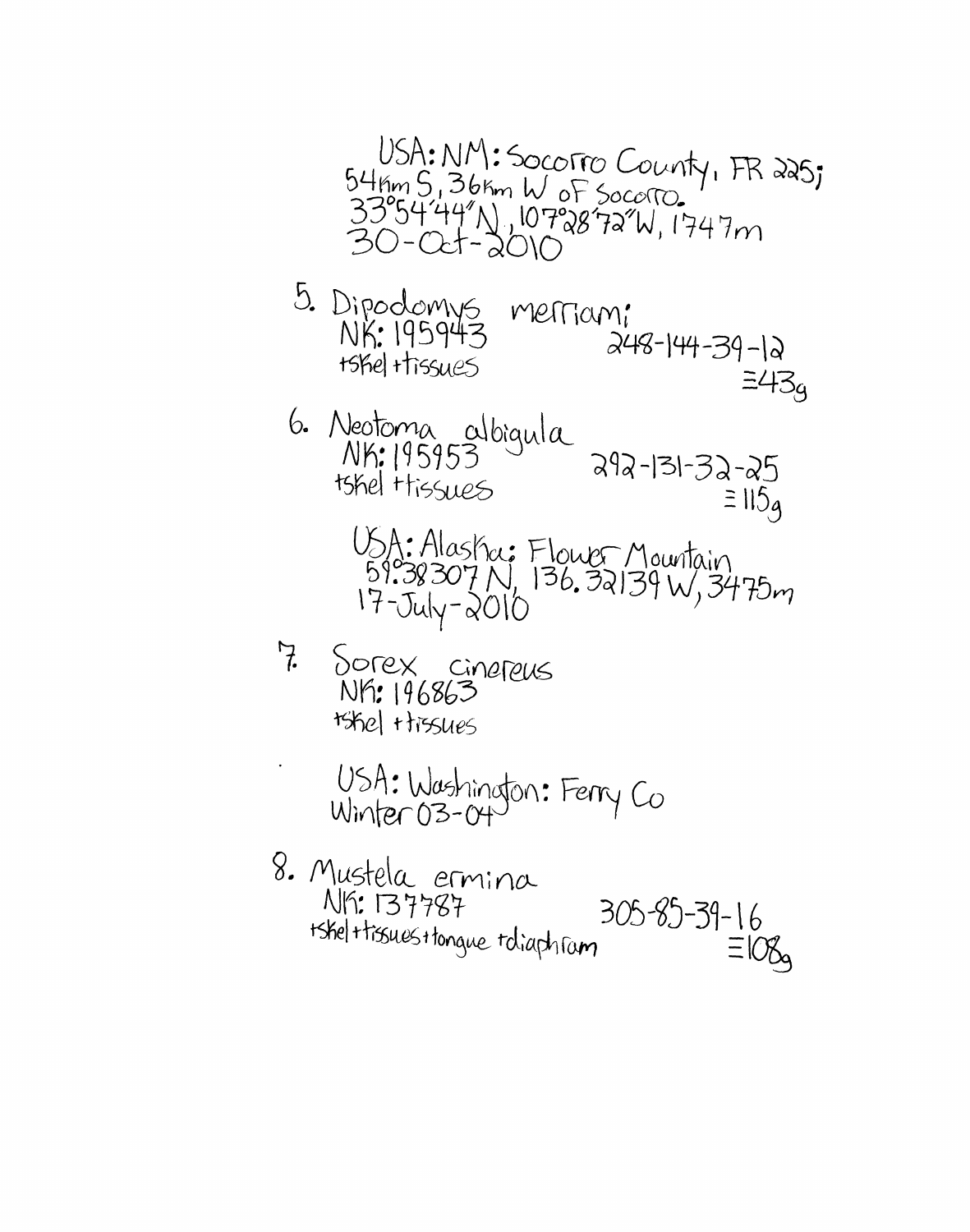USA: NM: Socorro County, FR 225;
54km S, 36km W of Socorro.
33°54'44"N, 107°28'72"W, 1747m
30-Oct-2010

5. Dipodomys merriami
   NK: 195943 248-144-39-12
   +skel +tissues ≡43g

6. Neotoma albigula
   NK: 195953 292-131-32-25
   +skel +tissues ≡115g

USA: Alaska: Flower Mountain
59.38307 N, 136.32139 W, 3475m
17-July-2010

7. Sorex cinereus
   NK: 196863
   +skel +tissues

USA: Washington: Ferry Co
Winter 03-04

8. Mustela ermina
   NK: 137787 305-85-39-16
   +skel +tissues +tongue +diaphram ≡108g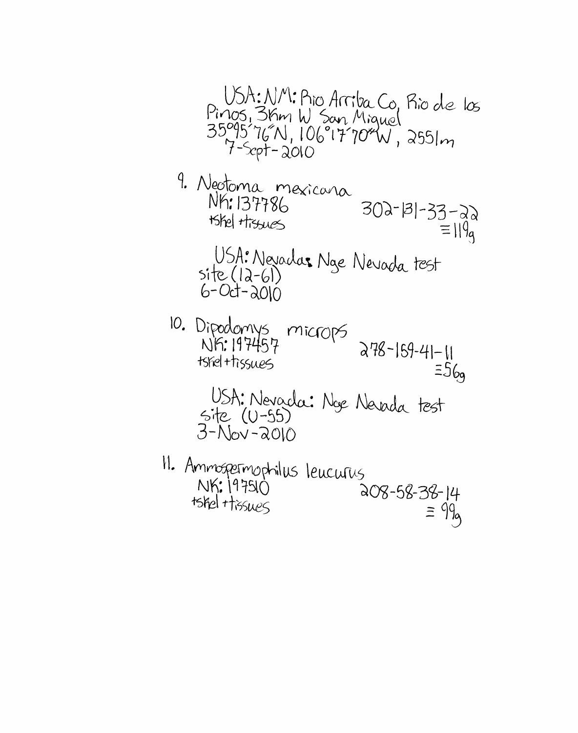USA: NM: Rio Arriba Co, Rio de los Pinos, 3Km W San Miguel
35°95'76"N, 106°17'70"W, 2551m
7-Sept-2010

9. *Neotoma mexicana*
   NK: 137786 — 302-131-33-22
   +skel +tissues — ≡ 119g

USA: Nevada: Nye Nevada test site (12-61)
6-Oct-2010

10. *Dipodomys microps*
    NK: 197457 — 278-159-41-11
    +skel +tissues — ≡ 56g

USA: Nevada: Nye Nevada test site (U-55)
3-Nov-2010

11. *Ammospermophilus leucurus*
    NK: 197510 — 208-58-38-14
    +skel +tissues — ≡ 99g